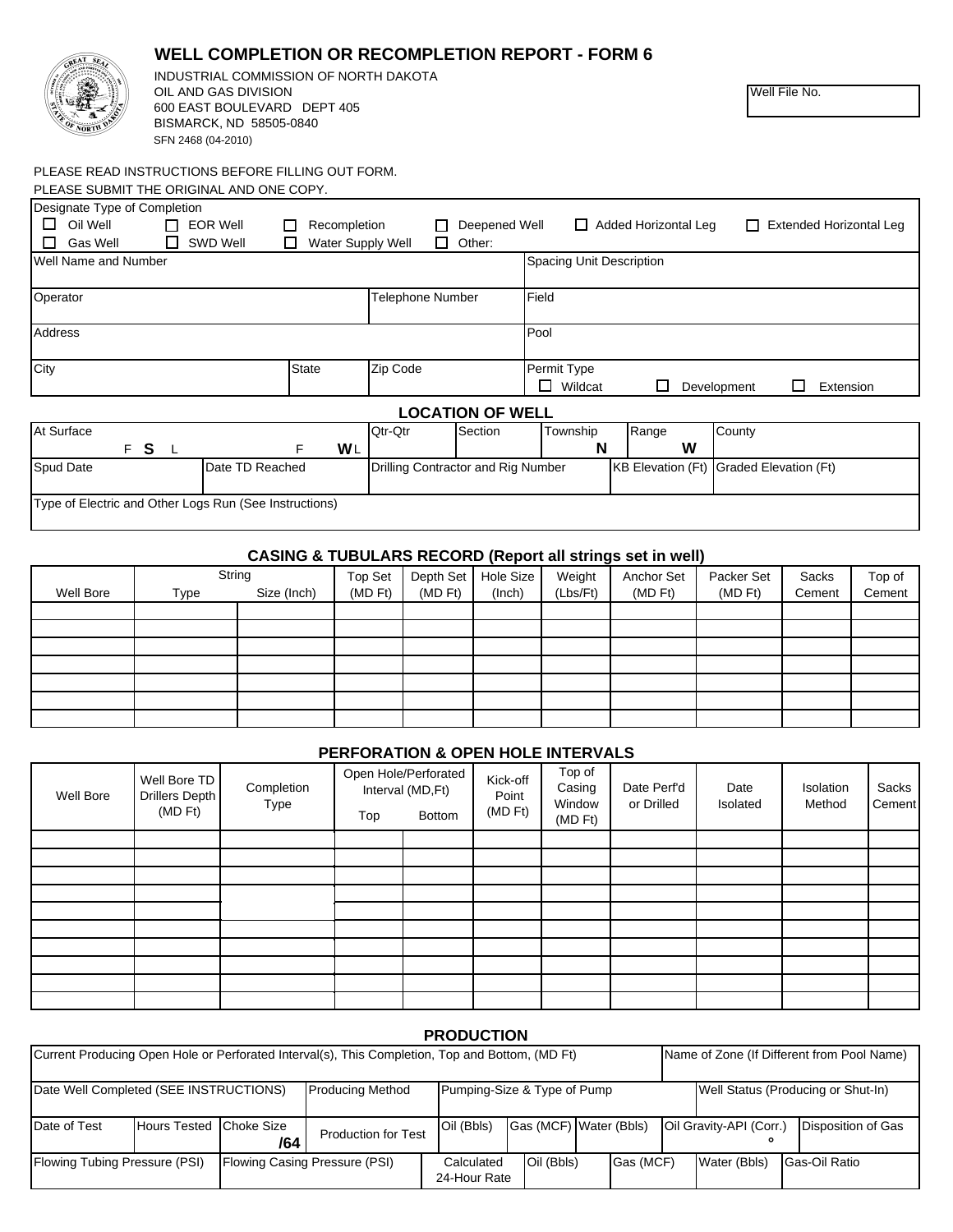# WELL COMPLETION OR RECOMPLETION REPORT - FORM 6

INDUSTRIAL COMMISSION OF NORTH DAKOTA
OIL AND GAS DIVISION
600 EAST BOULEVARD DEPT 405
BISMARCK, ND 58505-0840
SFN 2468 (04-2010)

Well File No.

PLEASE READ INSTRUCTIONS BEFORE FILLING OUT FORM.
PLEASE SUBMIT THE ORIGINAL AND ONE COPY.

| Designate Type of Completion | | | | | |
|---|---|---|---|---|---|
| ☐ Oil Well | ☐ EOR Well | ☐ Recompletion | ☐ Deepened Well | ☐ Added Horizontal Leg | ☐ Extended Horizontal Leg |
| ☐ Gas Well | ☐ SWD Well | ☐ Water Supply Well | ☐ Other: | | |

| Well Name and Number | | | Spacing Unit Description |
|---|---|---|---|
| Operator | | Telephone Number | Field |
| Address | | | Pool |
| City | State | Zip Code | Permit Type ☐ Wildcat ☐ Development ☐ Extension |

## LOCATION OF WELL

| At Surface | | Qtr-Qtr | Section | Township | Range | County |
|---|---|---|---|---|---|---|
| F S L | F W L | | | N | W | |

| Spud Date | Date TD Reached | Drilling Contractor and Rig Number | KB Elevation (Ft) | Graded Elevation (Ft) |
|---|---|---|---|---|
| | | | | |

Type of Electric and Other Logs Run (See Instructions)

## CASING & TUBULARS RECORD (Report all strings set in well)

| Well Bore | String Type | String Size (Inch) | Top Set (MD Ft) | Depth Set (MD Ft) | Hole Size (Inch) | Weight (Lbs/Ft) | Anchor Set (MD Ft) | Packer Set (MD Ft) | Sacks Cement | Top of Cement |
|---|---|---|---|---|---|---|---|---|---|---|
| | | | | | | | | | | |
| | | | | | | | | | | |
| | | | | | | | | | | |
| | | | | | | | | | | |
| | | | | | | | | | | |
| | | | | | | | | | | |
| | | | | | | | | | | |

## PERFORATION & OPEN HOLE INTERVALS

| Well Bore | Well Bore TD Drillers Depth (MD Ft) | Completion Type | Open Hole/Perforated Interval (MD,Ft) Top | Bottom | Kick-off Point (MD Ft) | Top of Casing Window (MD Ft) | Date Perf'd or Drilled | Date Isolated | Isolation Method | Sacks Cement |
|---|---|---|---|---|---|---|---|---|---|---|
| | | | | | | | | | | |
| | | | | | | | | | | |
| | | | | | | | | | | |
| | | | | | | | | | | |
| | | | | | | | | | | |
| | | | | | | | | | | |
| | | | | | | | | | | |
| | | | | | | | | | | |
| | | | | | | | | | | |
| | | | | | | | | | | |

## PRODUCTION

| Current Producing Open Hole or Perforated Interval(s), This Completion, Top and Bottom, (MD Ft) | Name of Zone (If Different from Pool Name) |
|---|---|
| | |

| Date Well Completed (SEE INSTRUCTIONS) | Producing Method | Pumping-Size & Type of Pump | Well Status (Producing or Shut-In) |
|---|---|---|---|
| | | | |

| Date of Test | Hours Tested | Choke Size /64 | Production for Test | Oil (Bbls) | Gas (MCF) | Water (Bbls) | Oil Gravity-API (Corr.) ° | Disposition of Gas |
|---|---|---|---|---|---|---|---|---|
| | | | | | | | | |

| Flowing Tubing Pressure (PSI) | Flowing Casing Pressure (PSI) | Calculated 24-Hour Rate | Oil (Bbls) | Gas (MCF) | Water (Bbls) | Gas-Oil Ratio |
|---|---|---|---|---|---|---|
| | | | | | | |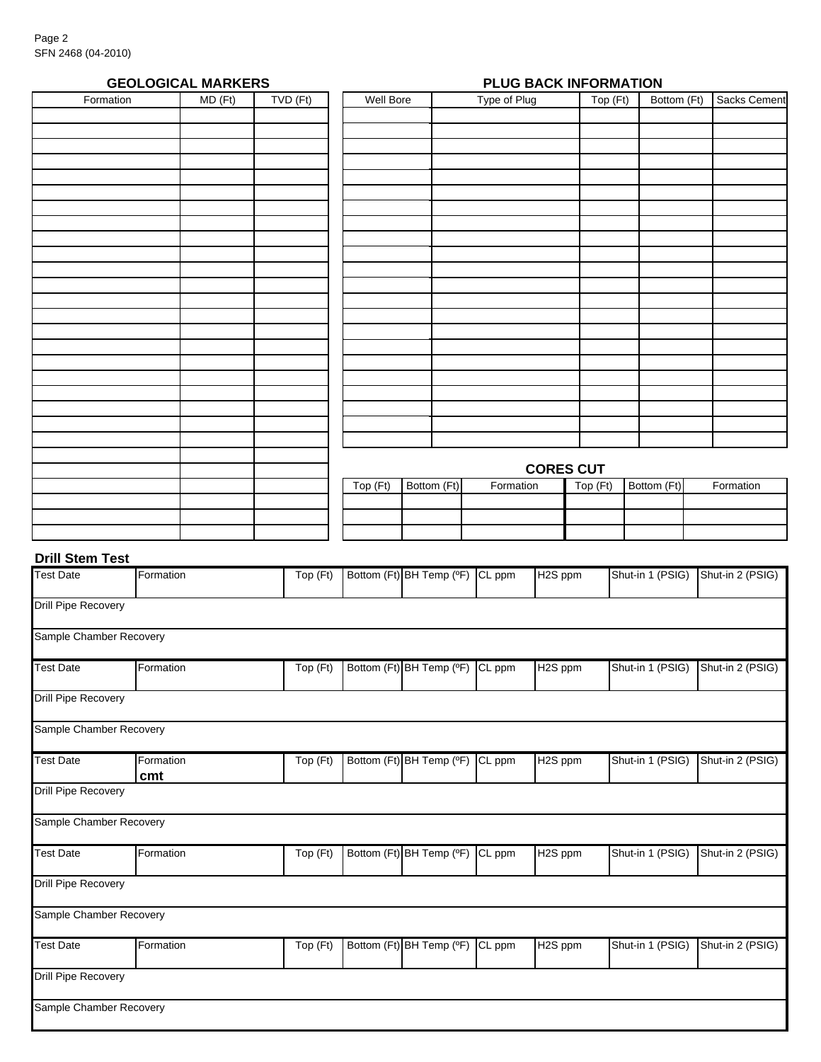## GEOLOGICAL MARKERS

| Formation | MD (Ft) | TVD (Ft) |
|---|---|---|
| | | |
| | | |
| | | |
| | | |
| | | |
| | | |
| | | |
| | | |
| | | |
| | | |
| | | |
| | | |
| | | |
| | | |
| | | |
| | | |
| | | |
| | | |
| | | |
| | | |
| | | |
| | | |
| | | |
| | | |
| | | |
| | | |
| | | |
| | | |

## PLUG BACK INFORMATION

| Well Bore | Type of Plug | Top (Ft) | Bottom (Ft) | Sacks Cement |
|---|---|---|---|---|
| | | | | |
| | | | | |
| | | | | |
| | | | | |
| | | | | |
| | | | | |
| | | | | |
| | | | | |
| | | | | |
| | | | | |
| | | | | |
| | | | | |
| | | | | |
| | | | | |
| | | | | |
| | | | | |
| | | | | |
| | | | | |
| | | | | |
| | | | | |
| | | | | |
| | | | | |

## CORES CUT

| Top (Ft) | Bottom (Ft) | Formation | Top (Ft) | Bottom (Ft) | Formation |
|---|---|---|---|---|---|
| | | | | | |
| | | | | | |
| | | | | | |

## Drill Stem Test

| Test Date | Formation | Top (Ft) | Bottom (Ft) | BH Temp (ºF) | CL ppm | H2S ppm | Shut-in 1 (PSIG) | Shut-in 2 (PSIG) |
|---|---|---|---|---|---|---|---|---|
| | | | | | | | | |

Drill Pipe Recovery

Sample Chamber Recovery

| Test Date | Formation | Top (Ft) | Bottom (Ft) | BH Temp (ºF) | CL ppm | H2S ppm | Shut-in 1 (PSIG) | Shut-in 2 (PSIG) |
|---|---|---|---|---|---|---|---|---|
| | | | | | | | | |

Drill Pipe Recovery

Sample Chamber Recovery

| Test Date | Formation | Top (Ft) | Bottom (Ft) | BH Temp (ºF) | CL ppm | H2S ppm | Shut-in 1 (PSIG) | Shut-in 2 (PSIG) |
|---|---|---|---|---|---|---|---|---|
| | **cmt** | | | | | | | |

Drill Pipe Recovery

Sample Chamber Recovery

| Test Date | Formation | Top (Ft) | Bottom (Ft) | BH Temp (ºF) | CL ppm | H2S ppm | Shut-in 1 (PSIG) | Shut-in 2 (PSIG) |
|---|---|---|---|---|---|---|---|---|
| | | | | | | | | |

Drill Pipe Recovery

Sample Chamber Recovery

| Test Date | Formation | Top (Ft) | Bottom (Ft) | BH Temp (ºF) | CL ppm | H2S ppm | Shut-in 1 (PSIG) | Shut-in 2 (PSIG) |
|---|---|---|---|---|---|---|---|---|
| | | | | | | | | |

Drill Pipe Recovery

Sample Chamber Recovery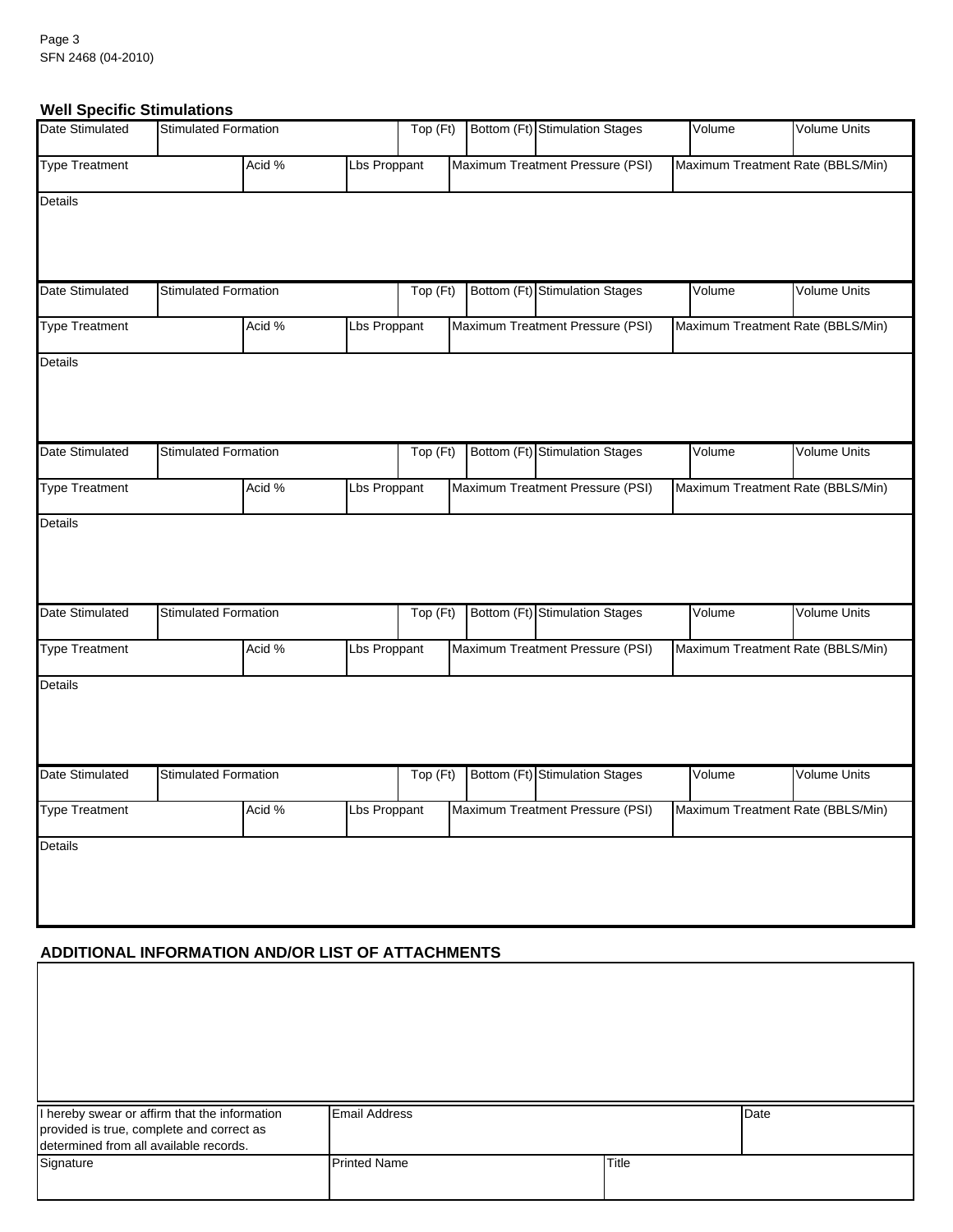## Well Specific Stimulations

| Date Stimulated | Stimulated Formation | Top (Ft) | Bottom (Ft) | Stimulation Stages | Volume | Volume Units |
|---|---|---|---|---|---|---|
| | | | | | | |

| Type Treatment | Acid % | Lbs Proppant | Maximum Treatment Pressure (PSI) | Maximum Treatment Rate (BBLS/Min) |
|---|---|---|---|---|
| | | | | |

Details

| Date Stimulated | Stimulated Formation | Top (Ft) | Bottom (Ft) | Stimulation Stages | Volume | Volume Units |
|---|---|---|---|---|---|---|
| | | | | | | |

| Type Treatment | Acid % | Lbs Proppant | Maximum Treatment Pressure (PSI) | Maximum Treatment Rate (BBLS/Min) |
|---|---|---|---|---|
| | | | | |

Details

| Date Stimulated | Stimulated Formation | Top (Ft) | Bottom (Ft) | Stimulation Stages | Volume | Volume Units |
|---|---|---|---|---|---|---|
| | | | | | | |

| Type Treatment | Acid % | Lbs Proppant | Maximum Treatment Pressure (PSI) | Maximum Treatment Rate (BBLS/Min) |
|---|---|---|---|---|
| | | | | |

Details

| Date Stimulated | Stimulated Formation | Top (Ft) | Bottom (Ft) | Stimulation Stages | Volume | Volume Units |
|---|---|---|---|---|---|---|
| | | | | | | |

| Type Treatment | Acid % | Lbs Proppant | Maximum Treatment Pressure (PSI) | Maximum Treatment Rate (BBLS/Min) |
|---|---|---|---|---|
| | | | | |

Details

| Date Stimulated | Stimulated Formation | Top (Ft) | Bottom (Ft) | Stimulation Stages | Volume | Volume Units |
|---|---|---|---|---|---|---|
| | | | | | | |

| Type Treatment | Acid % | Lbs Proppant | Maximum Treatment Pressure (PSI) | Maximum Treatment Rate (BBLS/Min) |
|---|---|---|---|---|
| | | | | |

Details

## ADDITIONAL INFORMATION AND/OR LIST OF ATTACHMENTS

| I hereby swear or affirm that the information provided is true, complete and correct as determined from all available records. | Email Address | | Date |
|---|---|---|---|
| Signature | Printed Name | Title | |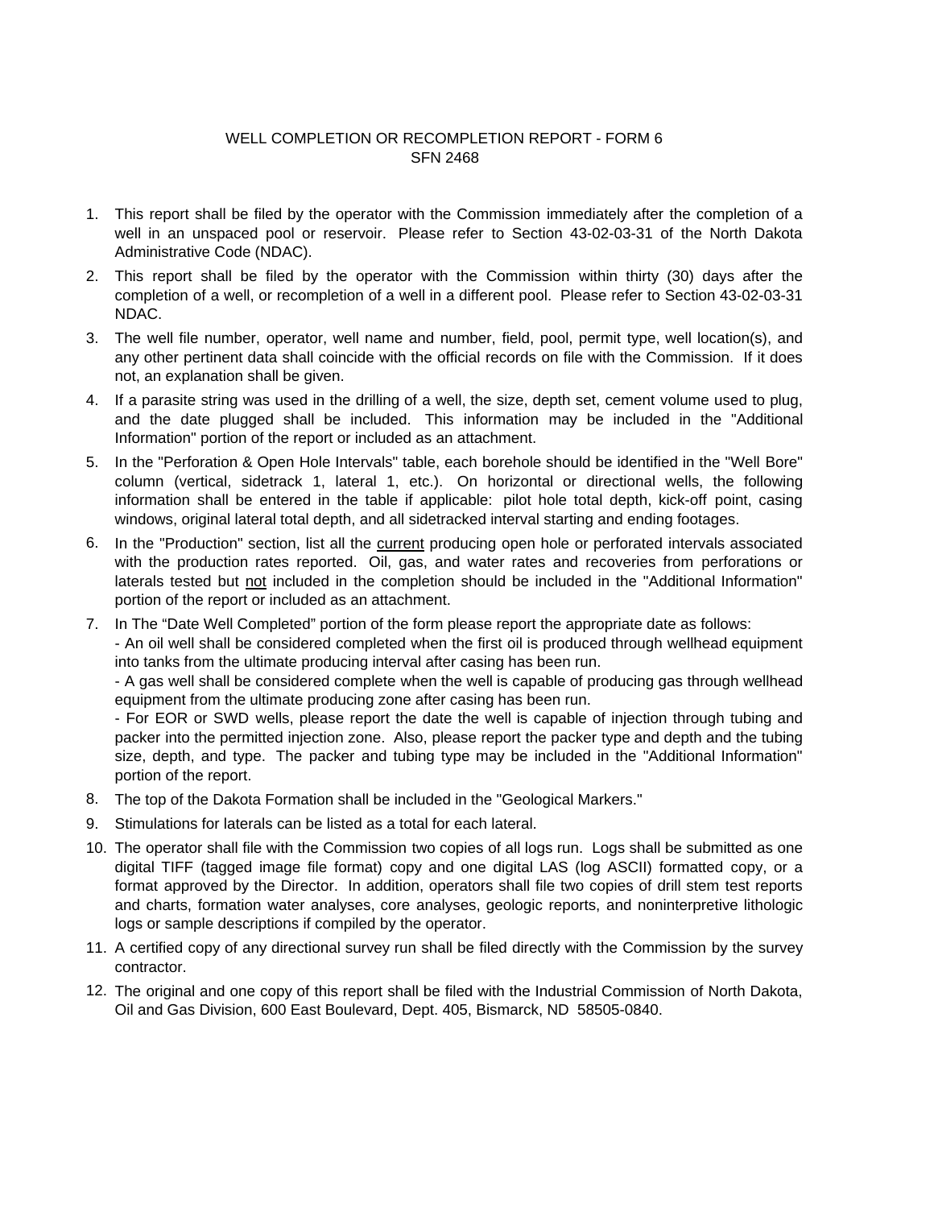# WELL COMPLETION OR RECOMPLETION REPORT - FORM 6
## SFN 2468

1. This report shall be filed by the operator with the Commission immediately after the completion of a well in an unspaced pool or reservoir. Please refer to Section 43-02-03-31 of the North Dakota Administrative Code (NDAC).
2. This report shall be filed by the operator with the Commission within thirty (30) days after the completion of a well, or recompletion of a well in a different pool. Please refer to Section 43-02-03-31 NDAC.
3. The well file number, operator, well name and number, field, pool, permit type, well location(s), and any other pertinent data shall coincide with the official records on file with the Commission. If it does not, an explanation shall be given.
4. If a parasite string was used in the drilling of a well, the size, depth set, cement volume used to plug, and the date plugged shall be included. This information may be included in the "Additional Information" portion of the report or included as an attachment.
5. In the "Perforation & Open Hole Intervals" table, each borehole should be identified in the "Well Bore" column (vertical, sidetrack 1, lateral 1, etc.). On horizontal or directional wells, the following information shall be entered in the table if applicable: pilot hole total depth, kick-off point, casing windows, original lateral total depth, and all sidetracked interval starting and ending footages.
6. In the "Production" section, list all the <u>current</u> producing open hole or perforated intervals associated with the production rates reported. Oil, gas, and water rates and recoveries from perforations or laterals tested but <u>not</u> included in the completion should be included in the "Additional Information" portion of the report or included as an attachment.
7. In The “Date Well Completed” portion of the form please report the appropriate date as follows:
   - An oil well shall be considered completed when the first oil is produced through wellhead equipment into tanks from the ultimate producing interval after casing has been run.
   - A gas well shall be considered complete when the well is capable of producing gas through wellhead equipment from the ultimate producing zone after casing has been run.
   - For EOR or SWD wells, please report the date the well is capable of injection through tubing and packer into the permitted injection zone. Also, please report the packer type and depth and the tubing size, depth, and type. The packer and tubing type may be included in the "Additional Information" portion of the report.
8. The top of the Dakota Formation shall be included in the "Geological Markers."
9. Stimulations for laterals can be listed as a total for each lateral.
10. The operator shall file with the Commission two copies of all logs run. Logs shall be submitted as one digital TIFF (tagged image file format) copy and one digital LAS (log ASCII) formatted copy, or a format approved by the Director. In addition, operators shall file two copies of drill stem test reports and charts, formation water analyses, core analyses, geologic reports, and noninterpretive lithologic logs or sample descriptions if compiled by the operator.
11. A certified copy of any directional survey run shall be filed directly with the Commission by the survey contractor.
12. The original and one copy of this report shall be filed with the Industrial Commission of North Dakota, Oil and Gas Division, 600 East Boulevard, Dept. 405, Bismarck, ND 58505-0840.